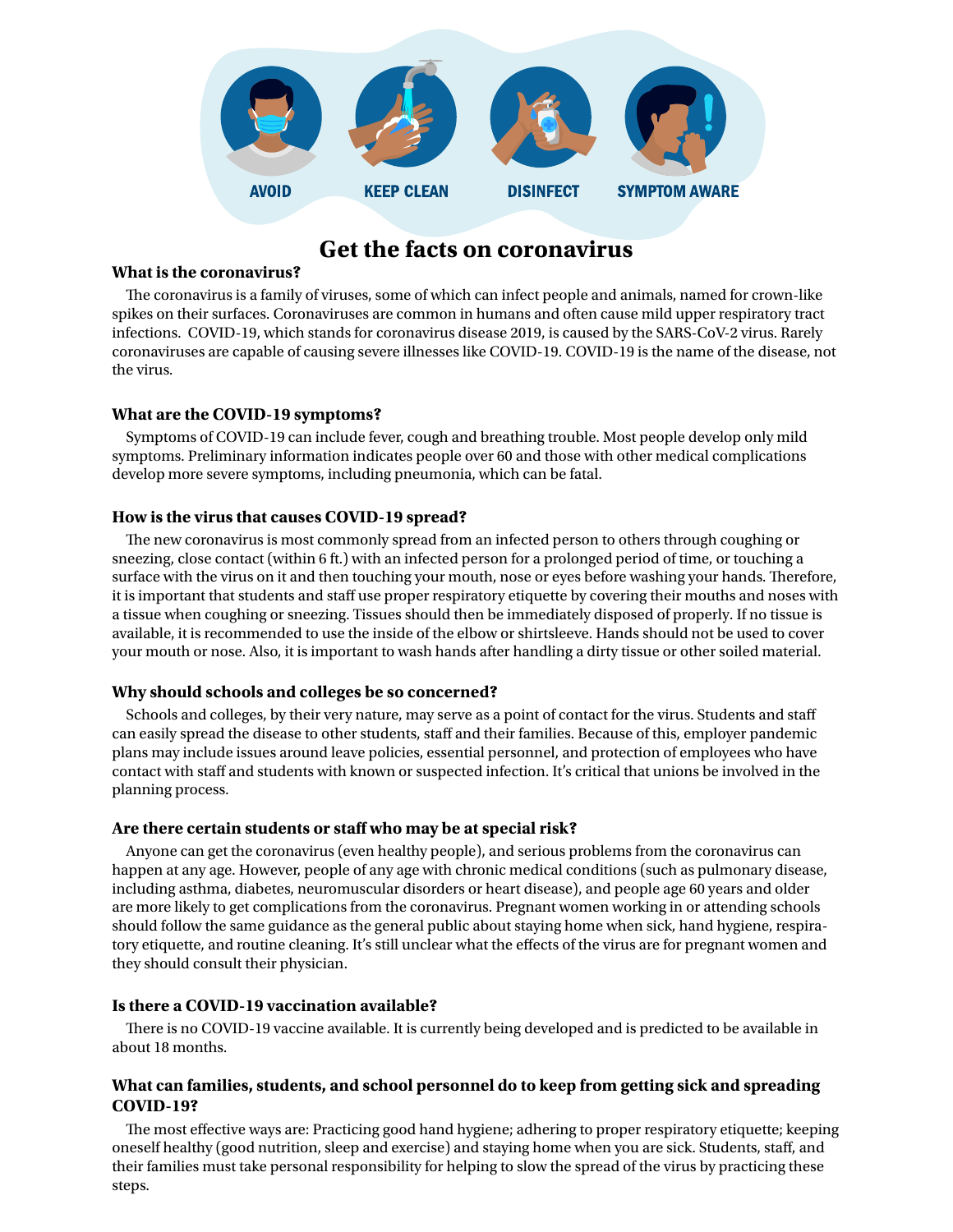AVOID KEEP CLEAN DISINFECT SYMPTOM AWARE

# Get the facts on coronavirus

### What is the coronavirus?

The coronavirus is a family of viruses, some of which can infect people and animals, named for crown-like spikes on their surfaces. Coronaviruses are common in humans and often cause mild upper respiratory tract infections. COVID-19, which stands for coronavirus disease 2019, is caused by the SARS-CoV-2 virus. Rarely coronaviruses are capable of causing severe illnesses like COVID-19. COVID-19 is the name of the disease, not the virus.

### What are the COVID-19 symptoms?

Symptoms of COVID-19 can include fever, cough and breathing trouble. Most people develop only mild symptoms. Preliminary information indicates people over 60 and those with other medical complications develop more severe symptoms, including pneumonia, which can be fatal.

### How is the virus that causes COVID-19 spread?

The new coronavirus is most commonly spread from an infected person to others through coughing or sneezing, close contact (within 6 ft.) with an infected person for a prolonged period of time, or touching a surface with the virus on it and then touching your mouth, nose or eyes before washing your hands. Therefore, it is important that students and staff use proper respiratory etiquette by covering their mouths and noses with a tissue when coughing or sneezing. Tissues should then be immediately disposed of properly. If no tissue is available, it is recommended to use the inside of the elbow or shirtsleeve. Hands should not be used to cover your mouth or nose. Also, it is important to wash hands after handling a dirty tissue or other soiled material.

### Why should schools and colleges be so concerned?

Schools and colleges, by their very nature, may serve as a point of contact for the virus. Students and staff can easily spread the disease to other students, staff and their families. Because of this, employer pandemic plans may include issues around leave policies, essential personnel, and protection of employees who have contact with staff and students with known or suspected infection. It's critical that unions be involved in the planning process.

### Are there certain students or staff who may be at special risk?

Anyone can get the coronavirus (even healthy people), and serious problems from the coronavirus can happen at any age. However, people of any age with chronic medical conditions (such as pulmonary disease, including asthma, diabetes, neuromuscular disorders or heart disease), and people age 60 years and older are more likely to get complications from the coronavirus. Pregnant women working in or attending schools should follow the same guidance as the general public about staying home when sick, hand hygiene, respiratory etiquette, and routine cleaning. It's still unclear what the effects of the virus are for pregnant women and they should consult their physician.

### Is there a COVID-19 vaccination available?

There is no COVID-19 vaccine available. It is currently being developed and is predicted to be available in about 18 months.

### What can families, students, and school personnel do to keep from getting sick and spreading COVID-19?

The most effective ways are: Practicing good hand hygiene; adhering to proper respiratory etiquette; keeping oneself healthy (good nutrition, sleep and exercise) and staying home when you are sick. Students, staff, and their families must take personal responsibility for helping to slow the spread of the virus by practicing these steps.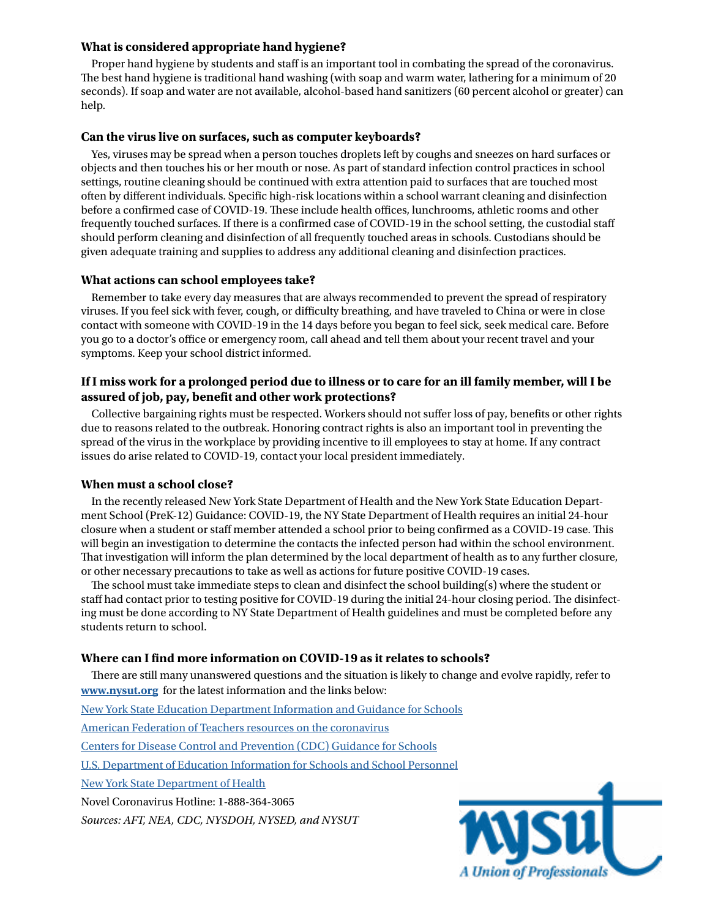**What is considered appropriate hand hygiene?**

Proper hand hygiene by students and staff is an important tool in combating the spread of the coronavirus. The best hand hygiene is traditional hand washing (with soap and warm water, lathering for a minimum of 20 seconds). If soap and water are not available, alcohol-based hand sanitizers (60 percent alcohol or greater) can help.

**Can the virus live on surfaces, such as computer keyboards?**

Yes, viruses may be spread when a person touches droplets left by coughs and sneezes on hard surfaces or objects and then touches his or her mouth or nose. As part of standard infection control practices in school settings, routine cleaning should be continued with extra attention paid to surfaces that are touched most often by different individuals. Specific high-risk locations within a school warrant cleaning and disinfection before a confirmed case of COVID-19. These include health offices, lunchrooms, athletic rooms and other frequently touched surfaces. If there is a confirmed case of COVID-19 in the school setting, the custodial staff should perform cleaning and disinfection of all frequently touched areas in schools. Custodians should be given adequate training and supplies to address any additional cleaning and disinfection practices.

**What actions can school employees take?**

Remember to take every day measures that are always recommended to prevent the spread of respiratory viruses. If you feel sick with fever, cough, or difficulty breathing, and have traveled to China or were in close contact with someone with COVID-19 in the 14 days before you began to feel sick, seek medical care. Before you go to a doctor's office or emergency room, call ahead and tell them about your recent travel and your symptoms. Keep your school district informed.

**If I miss work for a prolonged period due to illness or to care for an ill family member, will I be assured of job, pay, benefit and other work protections?**

Collective bargaining rights must be respected. Workers should not suffer loss of pay, benefits or other rights due to reasons related to the outbreak. Honoring contract rights is also an important tool in preventing the spread of the virus in the workplace by providing incentive to ill employees to stay at home. If any contract issues do arise related to COVID-19, contact your local president immediately.

**When must a school close?**

In the recently released New York State Department of Health and the New York State Education Department School (PreK-12) Guidance: COVID-19, the NY State Department of Health requires an initial 24-hour closure when a student or staff member attended a school prior to being confirmed as a COVID-19 case. This will begin an investigation to determine the contacts the infected person had within the school environment. That investigation will inform the plan determined by the local department of health as to any further closure, or other necessary precautions to take as well as actions for future positive COVID-19 cases.

The school must take immediate steps to clean and disinfect the school building(s) where the student or staff had contact prior to testing positive for COVID-19 during the initial 24-hour closing period. The disinfecting must be done according to NY State Department of Health guidelines and must be completed before any students return to school.

**Where can I find more information on COVID-19 as it relates to schools?**

There are still many unanswered questions and the situation is likely to change and evolve rapidly, refer to **www.nysut.org** for the latest information and the links below:

New York State Education Department Information and Guidance for Schools

American Federation of Teachers resources on the coronavirus

Centers for Disease Control and Prevention (CDC) Guidance for Schools

U.S. Department of Education Information for Schools and School Personnel

New York State Department of Health

Novel Coronavirus Hotline: 1-888-364-3065

*Sources: AFT, NEA, CDC, NYSDOH, NYSED, and NYSUT*

nysut
*A Union of Professionals*